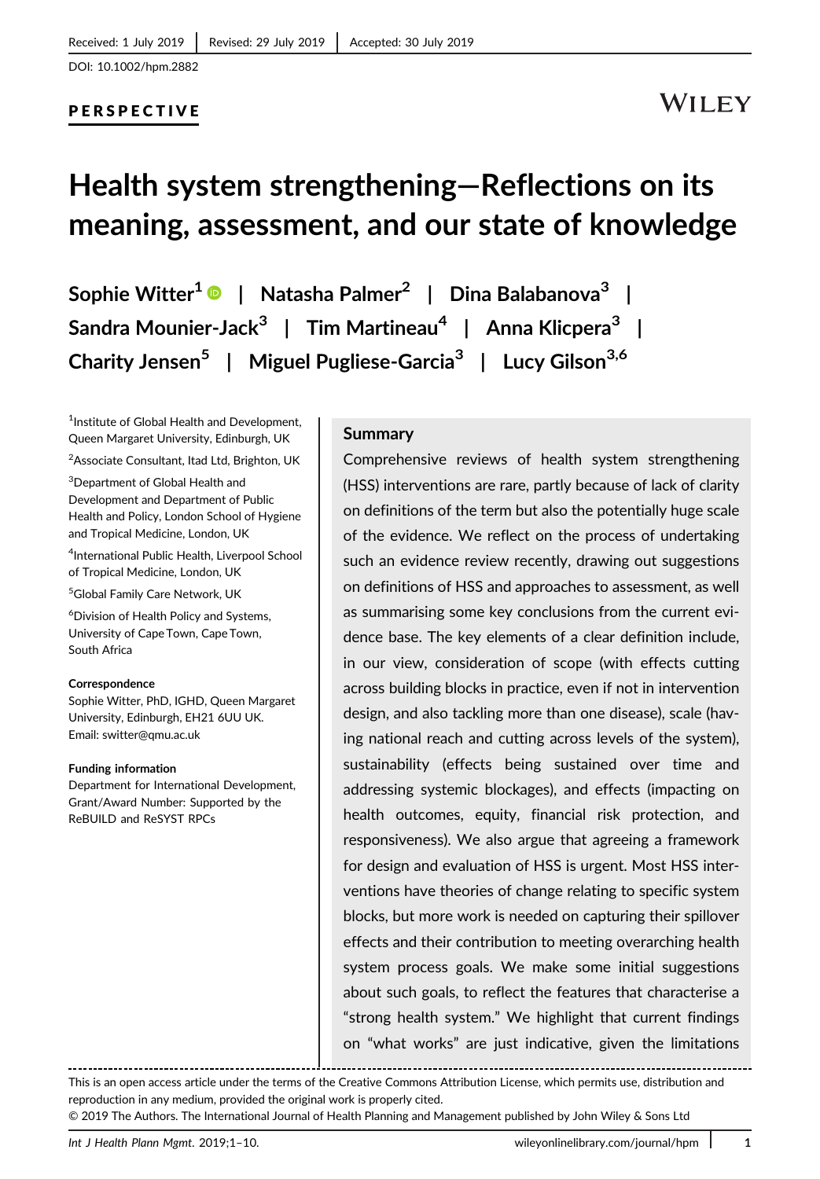Received: 1 July 2019 | Revised: 29 July 2019 | Accepted: 30 July 2019

DOI: 10.1002/hpm.2882

PERSPECTIVE

# Health system strengthening—Reflections on its meaning, assessment, and our state of knowledge

**Sophie Witter[1] | Natasha Palmer[2] | Dina Balabanova[3] | Sandra Mounier-Jack[3] | Tim Martineau[4] | Anna Klicpera[3] | Charity Jensen[5] | Miguel Pugliese-Garcia[3] | Lucy Gilson[3,6]**

[1]Institute of Global Health and Development, Queen Margaret University, Edinburgh, UK

[2]Associate Consultant, Itad Ltd, Brighton, UK

[3]Department of Global Health and Development and Department of Public Health and Policy, London School of Hygiene and Tropical Medicine, London, UK

[4]International Public Health, Liverpool School of Tropical Medicine, London, UK

[5]Global Family Care Network, UK

[6]Division of Health Policy and Systems, University of Cape Town, Cape Town, South Africa

**Correspondence**

Sophie Witter, PhD, IGHD, Queen Margaret University, Edinburgh, EH21 6UU UK.
Email: switter@qmu.ac.uk

**Funding information**

Department for International Development, Grant/Award Number: Supported by the ReBUILD and ReSYST RPCs

## Summary

Comprehensive reviews of health system strengthening (HSS) interventions are rare, partly because of lack of clarity on definitions of the term but also the potentially huge scale of the evidence. We reflect on the process of undertaking such an evidence review recently, drawing out suggestions on definitions of HSS and approaches to assessment, as well as summarising some key conclusions from the current evidence base. The key elements of a clear definition include, in our view, consideration of scope (with effects cutting across building blocks in practice, even if not in intervention design, and also tackling more than one disease), scale (having national reach and cutting across levels of the system), sustainability (effects being sustained over time and addressing systemic blockages), and effects (impacting on health outcomes, equity, financial risk protection, and responsiveness). We also argue that agreeing a framework for design and evaluation of HSS is urgent. Most HSS interventions have theories of change relating to specific system blocks, but more work is needed on capturing their spillover effects and their contribution to meeting overarching health system process goals. We make some initial suggestions about such goals, to reflect the features that characterise a "strong health system." We highlight that current findings on "what works" are just indicative, given the limitations

This is an open access article under the terms of the Creative Commons Attribution License, which permits use, distribution and reproduction in any medium, provided the original work is properly cited.

© 2019 The Authors. The International Journal of Health Planning and Management published by John Wiley & Sons Ltd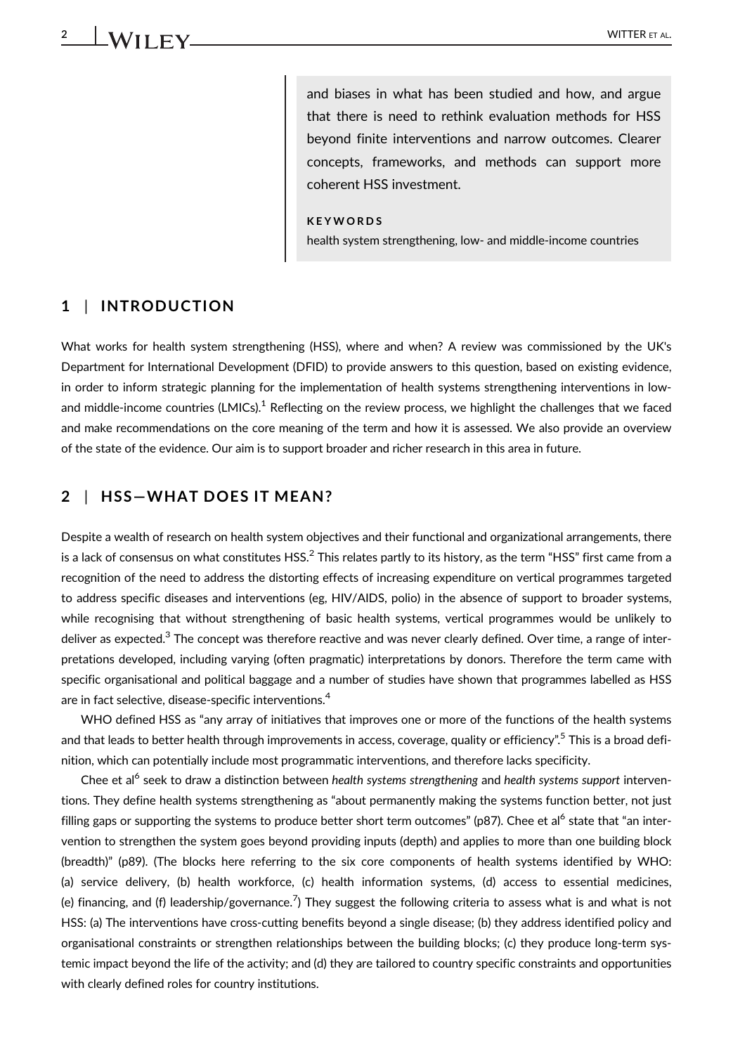and biases in what has been studied and how, and argue that there is need to rethink evaluation methods for HSS beyond finite interventions and narrow outcomes. Clearer concepts, frameworks, and methods can support more coherent HSS investment.

**KEYWORDS**

health system strengthening, low- and middle-income countries

## 1 | INTRODUCTION

What works for health system strengthening (HSS), where and when? A review was commissioned by the UK's Department for International Development (DFID) to provide answers to this question, based on existing evidence, in order to inform strategic planning for the implementation of health systems strengthening interventions in low- and middle-income countries (LMICs).[1] Reflecting on the review process, we highlight the challenges that we faced and make recommendations on the core meaning of the term and how it is assessed. We also provide an overview of the state of the evidence. Our aim is to support broader and richer research in this area in future.

## 2 | HSS—WHAT DOES IT MEAN?

Despite a wealth of research on health system objectives and their functional and organizational arrangements, there is a lack of consensus on what constitutes HSS.[2] This relates partly to its history, as the term "HSS" first came from a recognition of the need to address the distorting effects of increasing expenditure on vertical programmes targeted to address specific diseases and interventions (eg, HIV/AIDS, polio) in the absence of support to broader systems, while recognising that without strengthening of basic health systems, vertical programmes would be unlikely to deliver as expected.[3] The concept was therefore reactive and was never clearly defined. Over time, a range of interpretations developed, including varying (often pragmatic) interpretations by donors. Therefore the term came with specific organisational and political baggage and a number of studies have shown that programmes labelled as HSS are in fact selective, disease-specific interventions.[4]

WHO defined HSS as "any array of initiatives that improves one or more of the functions of the health systems and that leads to better health through improvements in access, coverage, quality or efficiency".[5] This is a broad definition, which can potentially include most programmatic interventions, and therefore lacks specificity.

Chee et al[6] seek to draw a distinction between *health systems strengthening* and *health systems support* interventions. They define health systems strengthening as "about permanently making the systems function better, not just filling gaps or supporting the systems to produce better short term outcomes" (p87). Chee et al[6] state that "an intervention to strengthen the system goes beyond providing inputs (depth) and applies to more than one building block (breadth)" (p89). (The blocks here referring to the six core components of health systems identified by WHO: (a) service delivery, (b) health workforce, (c) health information systems, (d) access to essential medicines, (e) financing, and (f) leadership/governance.[7]) They suggest the following criteria to assess what is and what is not HSS: (a) The interventions have cross-cutting benefits beyond a single disease; (b) they address identified policy and organisational constraints or strengthen relationships between the building blocks; (c) they produce long-term systemic impact beyond the life of the activity; and (d) they are tailored to country specific constraints and opportunities with clearly defined roles for country institutions.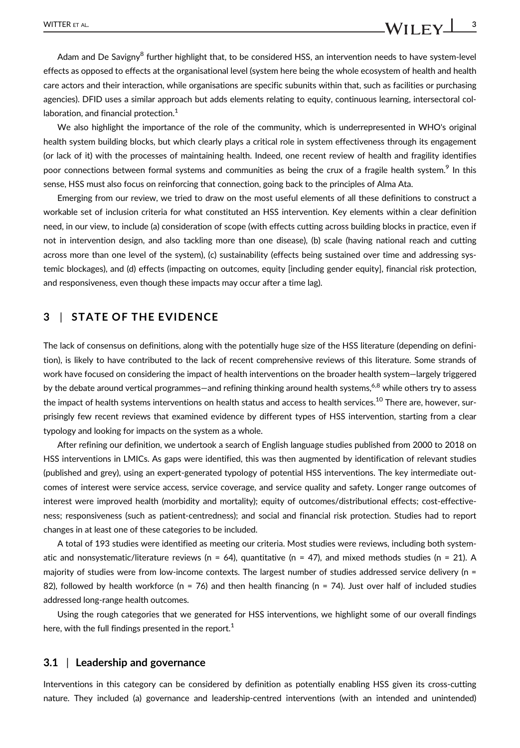Adam and De Savigny[8] further highlight that, to be considered HSS, an intervention needs to have system-level effects as opposed to effects at the organisational level (system here being the whole ecosystem of health and health care actors and their interaction, while organisations are specific subunits within that, such as facilities or purchasing agencies). DFID uses a similar approach but adds elements relating to equity, continuous learning, intersectoral collaboration, and financial protection.[1]

We also highlight the importance of the role of the community, which is underrepresented in WHO's original health system building blocks, but which clearly plays a critical role in system effectiveness through its engagement (or lack of it) with the processes of maintaining health. Indeed, one recent review of health and fragility identifies poor connections between formal systems and communities as being the crux of a fragile health system.[9] In this sense, HSS must also focus on reinforcing that connection, going back to the principles of Alma Ata.

Emerging from our review, we tried to draw on the most useful elements of all these definitions to construct a workable set of inclusion criteria for what constituted an HSS intervention. Key elements within a clear definition need, in our view, to include (a) consideration of scope (with effects cutting across building blocks in practice, even if not in intervention design, and also tackling more than one disease), (b) scale (having national reach and cutting across more than one level of the system), (c) sustainability (effects being sustained over time and addressing systemic blockages), and (d) effects (impacting on outcomes, equity [including gender equity], financial risk protection, and responsiveness, even though these impacts may occur after a time lag).

## 3 | STATE OF THE EVIDENCE

The lack of consensus on definitions, along with the potentially huge size of the HSS literature (depending on definition), is likely to have contributed to the lack of recent comprehensive reviews of this literature. Some strands of work have focused on considering the impact of health interventions on the broader health system—largely triggered by the debate around vertical programmes—and refining thinking around health systems,[6,8] while others try to assess the impact of health systems interventions on health status and access to health services.[10] There are, however, surprisingly few recent reviews that examined evidence by different types of HSS intervention, starting from a clear typology and looking for impacts on the system as a whole.

After refining our definition, we undertook a search of English language studies published from 2000 to 2018 on HSS interventions in LMICs. As gaps were identified, this was then augmented by identification of relevant studies (published and grey), using an expert-generated typology of potential HSS interventions. The key intermediate outcomes of interest were service access, service coverage, and service quality and safety. Longer range outcomes of interest were improved health (morbidity and mortality); equity of outcomes/distributional effects; cost-effectiveness; responsiveness (such as patient-centredness); and social and financial risk protection. Studies had to report changes in at least one of these categories to be included.

A total of 193 studies were identified as meeting our criteria. Most studies were reviews, including both systematic and nonsystematic/literature reviews (n = 64), quantitative (n = 47), and mixed methods studies (n = 21). A majority of studies were from low-income contexts. The largest number of studies addressed service delivery (n = 82), followed by health workforce (n = 76) and then health financing (n = 74). Just over half of included studies addressed long-range health outcomes.

Using the rough categories that we generated for HSS interventions, we highlight some of our overall findings here, with the full findings presented in the report.[1]

### 3.1 | Leadership and governance

Interventions in this category can be considered by definition as potentially enabling HSS given its cross-cutting nature. They included (a) governance and leadership-centred interventions (with an intended and unintended)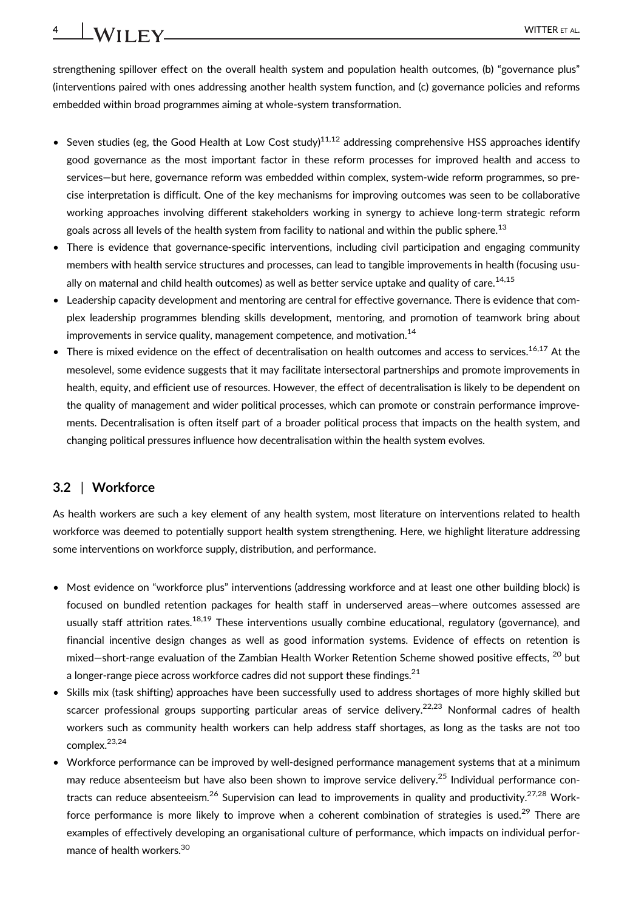strengthening spillover effect on the overall health system and population health outcomes, (b) "governance plus" (interventions paired with ones addressing another health system function, and (c) governance policies and reforms embedded within broad programmes aiming at whole-system transformation.

- Seven studies (eg, the Good Health at Low Cost study)[11,12] addressing comprehensive HSS approaches identify good governance as the most important factor in these reform processes for improved health and access to services—but here, governance reform was embedded within complex, system-wide reform programmes, so precise interpretation is difficult. One of the key mechanisms for improving outcomes was seen to be collaborative working approaches involving different stakeholders working in synergy to achieve long-term strategic reform goals across all levels of the health system from facility to national and within the public sphere.[13]
- There is evidence that governance-specific interventions, including civil participation and engaging community members with health service structures and processes, can lead to tangible improvements in health (focusing usually on maternal and child health outcomes) as well as better service uptake and quality of care.[14,15]
- Leadership capacity development and mentoring are central for effective governance. There is evidence that complex leadership programmes blending skills development, mentoring, and promotion of teamwork bring about improvements in service quality, management competence, and motivation.[14]
- There is mixed evidence on the effect of decentralisation on health outcomes and access to services.[16,17] At the mesolevel, some evidence suggests that it may facilitate intersectoral partnerships and promote improvements in health, equity, and efficient use of resources. However, the effect of decentralisation is likely to be dependent on the quality of management and wider political processes, which can promote or constrain performance improvements. Decentralisation is often itself part of a broader political process that impacts on the health system, and changing political pressures influence how decentralisation within the health system evolves.

## 3.2 | Workforce

As health workers are such a key element of any health system, most literature on interventions related to health workforce was deemed to potentially support health system strengthening. Here, we highlight literature addressing some interventions on workforce supply, distribution, and performance.

- Most evidence on "workforce plus" interventions (addressing workforce and at least one other building block) is focused on bundled retention packages for health staff in underserved areas—where outcomes assessed are usually staff attrition rates.[18,19] These interventions usually combine educational, regulatory (governance), and financial incentive design changes as well as good information systems. Evidence of effects on retention is mixed—short-range evaluation of the Zambian Health Worker Retention Scheme showed positive effects, [20] but a longer-range piece across workforce cadres did not support these findings.[21]
- Skills mix (task shifting) approaches have been successfully used to address shortages of more highly skilled but scarcer professional groups supporting particular areas of service delivery.[22,23] Nonformal cadres of health workers such as community health workers can help address staff shortages, as long as the tasks are not too complex.[23,24]
- Workforce performance can be improved by well-designed performance management systems that at a minimum may reduce absenteeism but have also been shown to improve service delivery.[25] Individual performance contracts can reduce absenteeism.[26] Supervision can lead to improvements in quality and productivity.[27,28] Workforce performance is more likely to improve when a coherent combination of strategies is used.[29] There are examples of effectively developing an organisational culture of performance, which impacts on individual performance of health workers.[30]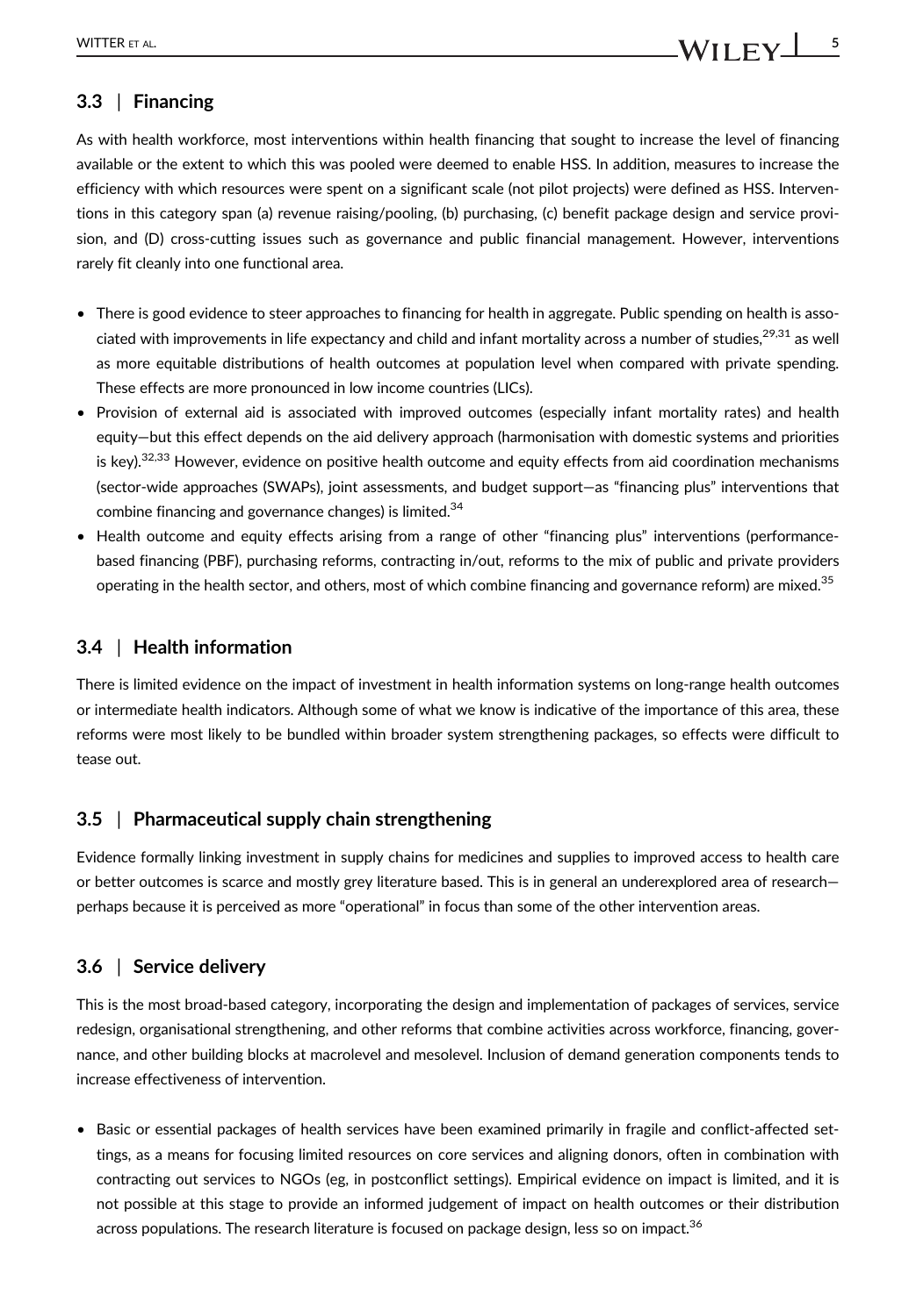### 3.3 | Financing

As with health workforce, most interventions within health financing that sought to increase the level of financing available or the extent to which this was pooled were deemed to enable HSS. In addition, measures to increase the efficiency with which resources were spent on a significant scale (not pilot projects) were defined as HSS. Interventions in this category span (a) revenue raising/pooling, (b) purchasing, (c) benefit package design and service provision, and (D) cross-cutting issues such as governance and public financial management. However, interventions rarely fit cleanly into one functional area.

- There is good evidence to steer approaches to financing for health in aggregate. Public spending on health is associated with improvements in life expectancy and child and infant mortality across a number of studies,[29,31] as well as more equitable distributions of health outcomes at population level when compared with private spending. These effects are more pronounced in low income countries (LICs).
- Provision of external aid is associated with improved outcomes (especially infant mortality rates) and health equity—but this effect depends on the aid delivery approach (harmonisation with domestic systems and priorities is key).[32,33] However, evidence on positive health outcome and equity effects from aid coordination mechanisms (sector-wide approaches (SWAPs), joint assessments, and budget support—as "financing plus" interventions that combine financing and governance changes) is limited.[34]
- Health outcome and equity effects arising from a range of other "financing plus" interventions (performance-based financing (PBF), purchasing reforms, contracting in/out, reforms to the mix of public and private providers operating in the health sector, and others, most of which combine financing and governance reform) are mixed.[35]

### 3.4 | Health information

There is limited evidence on the impact of investment in health information systems on long-range health outcomes or intermediate health indicators. Although some of what we know is indicative of the importance of this area, these reforms were most likely to be bundled within broader system strengthening packages, so effects were difficult to tease out.

### 3.5 | Pharmaceutical supply chain strengthening

Evidence formally linking investment in supply chains for medicines and supplies to improved access to health care or better outcomes is scarce and mostly grey literature based. This is in general an underexplored area of research—perhaps because it is perceived as more "operational" in focus than some of the other intervention areas.

### 3.6 | Service delivery

This is the most broad-based category, incorporating the design and implementation of packages of services, service redesign, organisational strengthening, and other reforms that combine activities across workforce, financing, governance, and other building blocks at macrolevel and mesolevel. Inclusion of demand generation components tends to increase effectiveness of intervention.

- Basic or essential packages of health services have been examined primarily in fragile and conflict-affected settings, as a means for focusing limited resources on core services and aligning donors, often in combination with contracting out services to NGOs (eg, in postconflict settings). Empirical evidence on impact is limited, and it is not possible at this stage to provide an informed judgement of impact on health outcomes or their distribution across populations. The research literature is focused on package design, less so on impact.[36]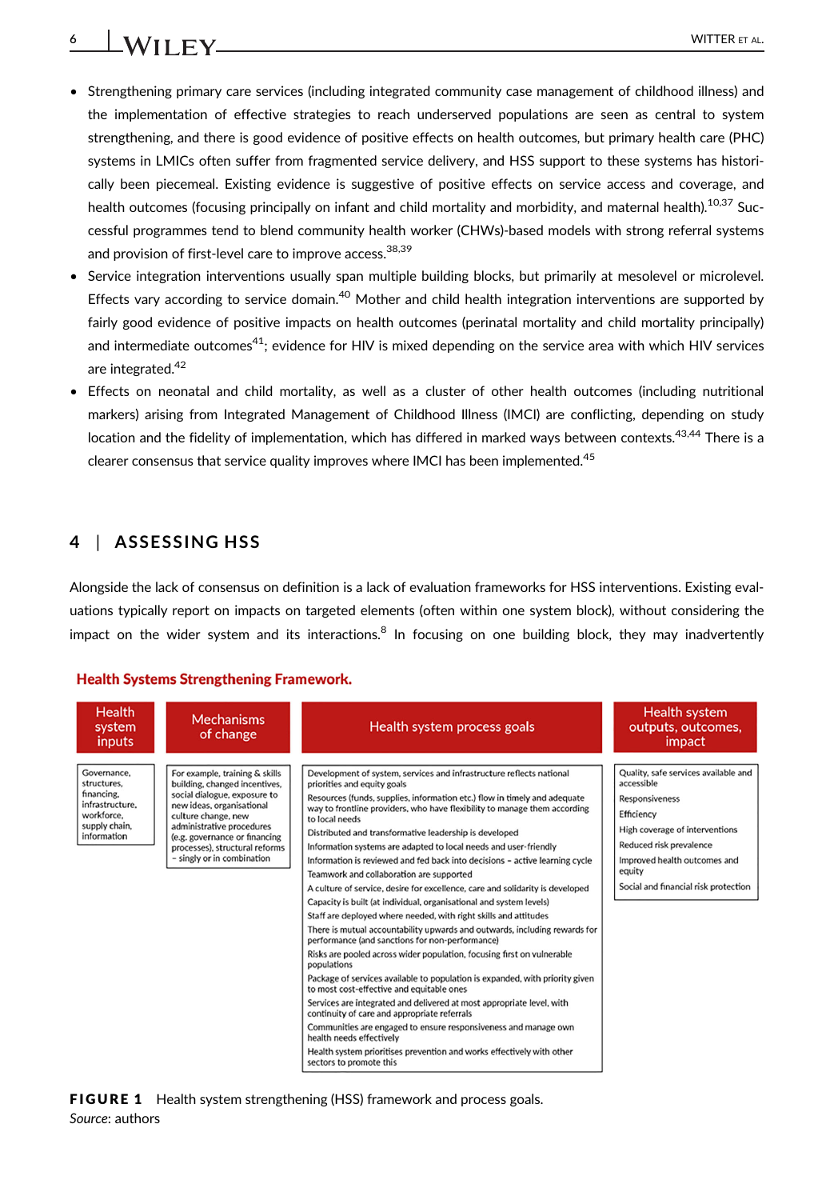- Strengthening primary care services (including integrated community case management of childhood illness) and the implementation of effective strategies to reach underserved populations are seen as central to system strengthening, and there is good evidence of positive effects on health outcomes, but primary health care (PHC) systems in LMICs often suffer from fragmented service delivery, and HSS support to these systems has historically been piecemeal. Existing evidence is suggestive of positive effects on service access and coverage, and health outcomes (focusing principally on infant and child mortality and morbidity, and maternal health).[10,37] Successful programmes tend to blend community health worker (CHWs)-based models with strong referral systems and provision of first-level care to improve access.[38,39]
- Service integration interventions usually span multiple building blocks, but primarily at mesolevel or microlevel. Effects vary according to service domain.[40] Mother and child health integration interventions are supported by fairly good evidence of positive impacts on health outcomes (perinatal mortality and child mortality principally) and intermediate outcomes[41]; evidence for HIV is mixed depending on the service area with which HIV services are integrated.[42]
- Effects on neonatal and child mortality, as well as a cluster of other health outcomes (including nutritional markers) arising from Integrated Management of Childhood Illness (IMCI) are conflicting, depending on study location and the fidelity of implementation, which has differed in marked ways between contexts.[43,44] There is a clearer consensus that service quality improves where IMCI has been implemented.[45]

## 4 | ASSESSING HSS

Alongside the lack of consensus on definition is a lack of evaluation frameworks for HSS interventions. Existing evaluations typically report on impacts on targeted elements (often within one system block), without considering the impact on the wider system and its interactions.[8] In focusing on one building block, they may inadvertently

**Health Systems Strengthening Framework.**

| Health system inputs | Mechanisms of change | Health system process goals | Health system outputs, outcomes, impact |
|---|---|---|---|
| Governance, structures, financing, infrastructure, workforce, supply chain, information | For example, training & skills building, changed incentives, social dialogue, exposure to new ideas, organisational culture change, new administrative procedures (e.g. governance or financing processes), structural reforms – singly or in combination | Development of system, services and infrastructure reflects national priorities and equity goals<br>Resources (funds, supplies, information etc.) flow in timely and adequate way to frontline providers, who have flexibility to manage them according to local needs<br>Distributed and transformative leadership is developed<br>Information systems are adapted to local needs and user-friendly<br>Information is reviewed and fed back into decisions – active learning cycle<br>Teamwork and collaboration are supported<br>A culture of service, desire for excellence, care and solidarity is developed<br>Capacity is built (at individual, organisational and system levels)<br>Staff are deployed where needed, with right skills and attitudes<br>There is mutual accountability upwards and outwards, including rewards for performance (and sanctions for non-performance)<br>Risks are pooled across wider population, focusing first on vulnerable populations<br>Package of services available to population is expanded, with priority given to most cost-effective and equitable ones<br>Services are integrated and delivered at most appropriate level, with continuity of care and appropriate referrals<br>Communities are engaged to ensure responsiveness and manage own health needs effectively<br>Health system prioritises prevention and works effectively with other sectors to promote this | Quality, safe services available and accessible<br>Responsiveness<br>Efficiency<br>High coverage of interventions<br>Reduced risk prevalence<br>Improved health outcomes and equity<br>Social and financial risk protection |

**FIGURE 1** Health system strengthening (HSS) framework and process goals.
*Source*: authors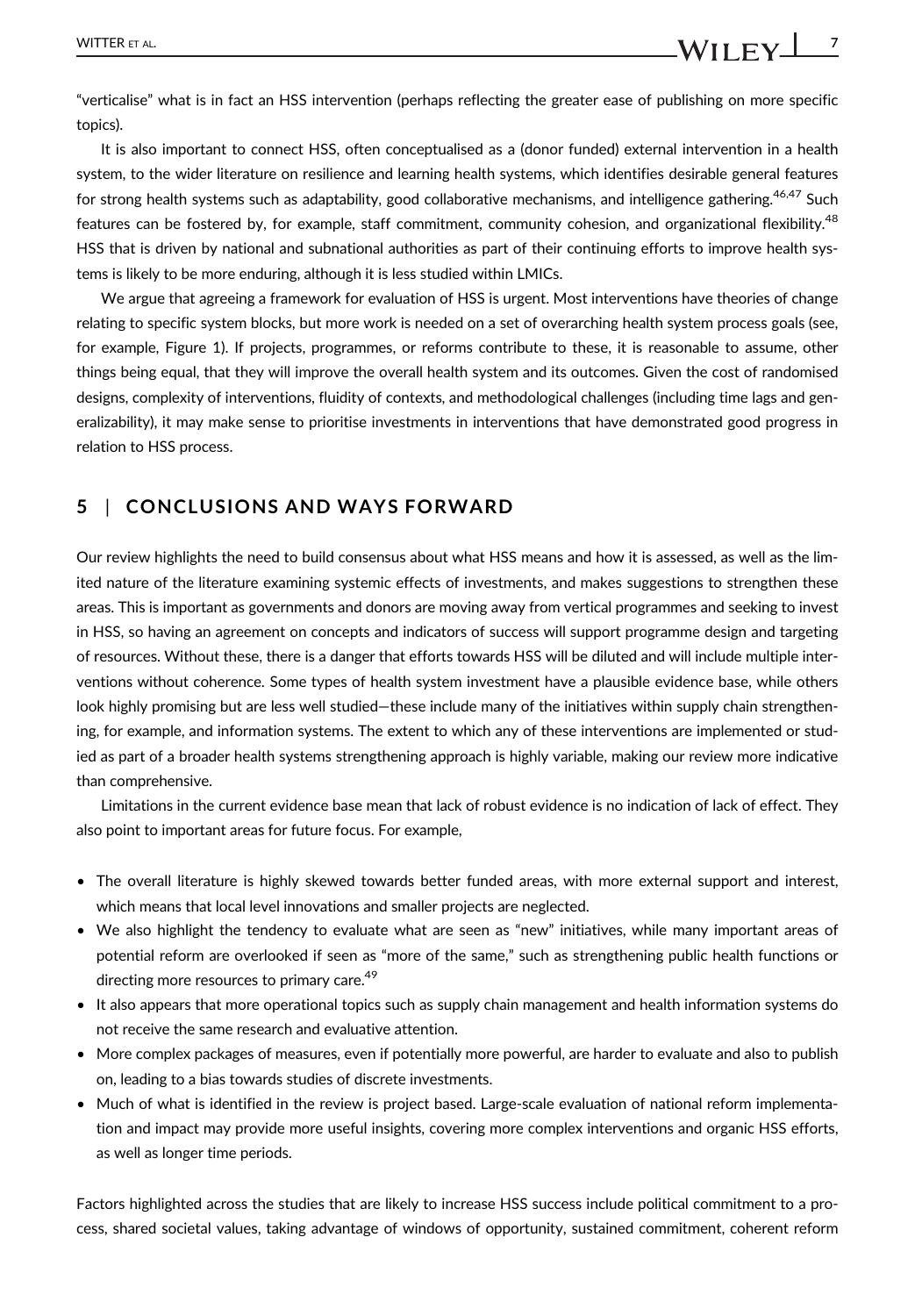"verticalise" what is in fact an HSS intervention (perhaps reflecting the greater ease of publishing on more specific topics).

It is also important to connect HSS, often conceptualised as a (donor funded) external intervention in a health system, to the wider literature on resilience and learning health systems, which identifies desirable general features for strong health systems such as adaptability, good collaborative mechanisms, and intelligence gathering.[46,47] Such features can be fostered by, for example, staff commitment, community cohesion, and organizational flexibility.[48] HSS that is driven by national and subnational authorities as part of their continuing efforts to improve health systems is likely to be more enduring, although it is less studied within LMICs.

We argue that agreeing a framework for evaluation of HSS is urgent. Most interventions have theories of change relating to specific system blocks, but more work is needed on a set of overarching health system process goals (see, for example, Figure 1). If projects, programmes, or reforms contribute to these, it is reasonable to assume, other things being equal, that they will improve the overall health system and its outcomes. Given the cost of randomised designs, complexity of interventions, fluidity of contexts, and methodological challenges (including time lags and generalizability), it may make sense to prioritise investments in interventions that have demonstrated good progress in relation to HSS process.

## 5 | CONCLUSIONS AND WAYS FORWARD

Our review highlights the need to build consensus about what HSS means and how it is assessed, as well as the limited nature of the literature examining systemic effects of investments, and makes suggestions to strengthen these areas. This is important as governments and donors are moving away from vertical programmes and seeking to invest in HSS, so having an agreement on concepts and indicators of success will support programme design and targeting of resources. Without these, there is a danger that efforts towards HSS will be diluted and will include multiple interventions without coherence. Some types of health system investment have a plausible evidence base, while others look highly promising but are less well studied—these include many of the initiatives within supply chain strengthening, for example, and information systems. The extent to which any of these interventions are implemented or studied as part of a broader health systems strengthening approach is highly variable, making our review more indicative than comprehensive.

Limitations in the current evidence base mean that lack of robust evidence is no indication of lack of effect. They also point to important areas for future focus. For example,

- The overall literature is highly skewed towards better funded areas, with more external support and interest, which means that local level innovations and smaller projects are neglected.
- We also highlight the tendency to evaluate what are seen as "new" initiatives, while many important areas of potential reform are overlooked if seen as "more of the same," such as strengthening public health functions or directing more resources to primary care.[49]
- It also appears that more operational topics such as supply chain management and health information systems do not receive the same research and evaluative attention.
- More complex packages of measures, even if potentially more powerful, are harder to evaluate and also to publish on, leading to a bias towards studies of discrete investments.
- Much of what is identified in the review is project based. Large-scale evaluation of national reform implementation and impact may provide more useful insights, covering more complex interventions and organic HSS efforts, as well as longer time periods.

Factors highlighted across the studies that are likely to increase HSS success include political commitment to a process, shared societal values, taking advantage of windows of opportunity, sustained commitment, coherent reform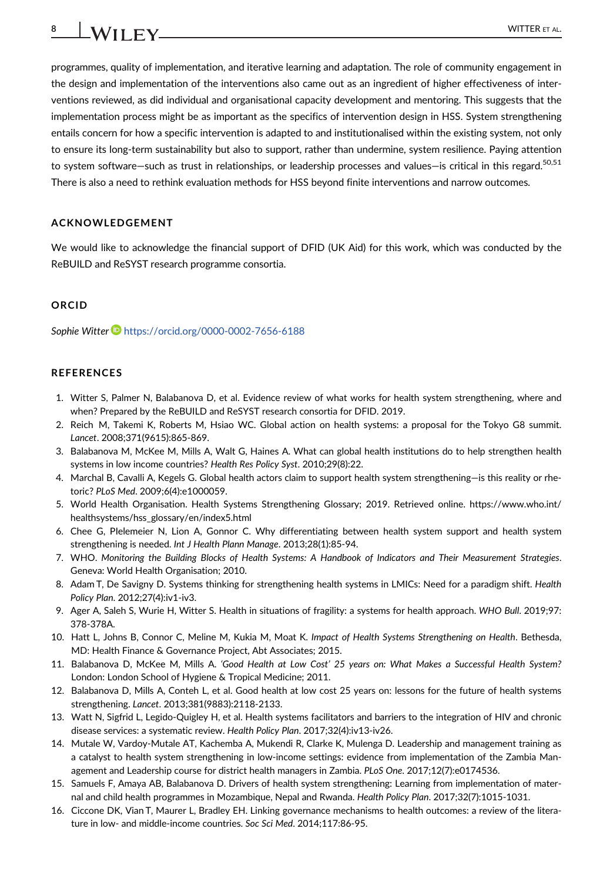programmes, quality of implementation, and iterative learning and adaptation. The role of community engagement in the design and implementation of the interventions also came out as an ingredient of higher effectiveness of interventions reviewed, as did individual and organisational capacity development and mentoring. This suggests that the implementation process might be as important as the specifics of intervention design in HSS. System strengthening entails concern for how a specific intervention is adapted to and institutionalised within the existing system, not only to ensure its long-term sustainability but also to support, rather than undermine, system resilience. Paying attention to system software—such as trust in relationships, or leadership processes and values—is critical in this regard.[50,51] There is also a need to rethink evaluation methods for HSS beyond finite interventions and narrow outcomes.

## ACKNOWLEDGEMENT

We would like to acknowledge the financial support of DFID (UK Aid) for this work, which was conducted by the ReBUILD and ReSYST research programme consortia.

## ORCID

*Sophie Witter* https://orcid.org/0000-0002-7656-6188

## REFERENCES

1. Witter S, Palmer N, Balabanova D, et al. Evidence review of what works for health system strengthening, where and when? Prepared by the ReBUILD and ReSYST research consortia for DFID. 2019.
2. Reich M, Takemi K, Roberts M, Hsiao WC. Global action on health systems: a proposal for the Tokyo G8 summit. *Lancet*. 2008;371(9615):865-869.
3. Balabanova M, McKee M, Mills A, Walt G, Haines A. What can global health institutions do to help strengthen health systems in low income countries? *Health Res Policy Syst*. 2010;29(8):22.
4. Marchal B, Cavalli A, Kegels G. Global health actors claim to support health system strengthening—is this reality or rhetoric? *PLoS Med*. 2009;6(4):e1000059.
5. World Health Organisation. Health Systems Strengthening Glossary; 2019. Retrieved online. https://www.who.int/healthsystems/hss_glossary/en/index5.html
6. Chee G, Plelemeier N, Lion A, Gonnor C. Why differentiating between health system support and health system strengthening is needed. *Int J Health Plann Manage*. 2013;28(1):85-94.
7. WHO. *Monitoring the Building Blocks of Health Systems: A Handbook of Indicators and Their Measurement Strategies*. Geneva: World Health Organisation; 2010.
8. Adam T, De Savigny D. Systems thinking for strengthening health systems in LMICs: Need for a paradigm shift. *Health Policy Plan*. 2012;27(4):iv1-iv3.
9. Ager A, Saleh S, Wurie H, Witter S. Health in situations of fragility: a systems for health approach. *WHO Bull*. 2019;97:378-378A.
10. Hatt L, Johns B, Connor C, Meline M, Kukia M, Moat K. *Impact of Health Systems Strengthening on Health*. Bethesda, MD: Health Finance & Governance Project, Abt Associates; 2015.
11. Balabanova D, McKee M, Mills A. *'Good Health at Low Cost' 25 years on: What Makes a Successful Health System?* London: London School of Hygiene & Tropical Medicine; 2011.
12. Balabanova D, Mills A, Conteh L, et al. Good health at low cost 25 years on: lessons for the future of health systems strengthening. *Lancet*. 2013;381(9883):2118-2133.
13. Watt N, Sigfrid L, Legido-Quigley H, et al. Health systems facilitators and barriers to the integration of HIV and chronic disease services: a systematic review. *Health Policy Plan*. 2017;32(4):iv13-iv26.
14. Mutale W, Vardoy-Mutale AT, Kachemba A, Mukendi R, Clarke K, Mulenga D. Leadership and management training as a catalyst to health system strengthening in low-income settings: evidence from implementation of the Zambia Management and Leadership course for district health managers in Zambia. *PLoS One*. 2017;12(7):e0174536.
15. Samuels F, Amaya AB, Balabanova D. Drivers of health system strengthening: Learning from implementation of maternal and child health programmes in Mozambique, Nepal and Rwanda. *Health Policy Plan*. 2017;32(7):1015-1031.
16. Ciccone DK, Vian T, Maurer L, Bradley EH. Linking governance mechanisms to health outcomes: a review of the literature in low- and middle-income countries. *Soc Sci Med*. 2014;117:86-95.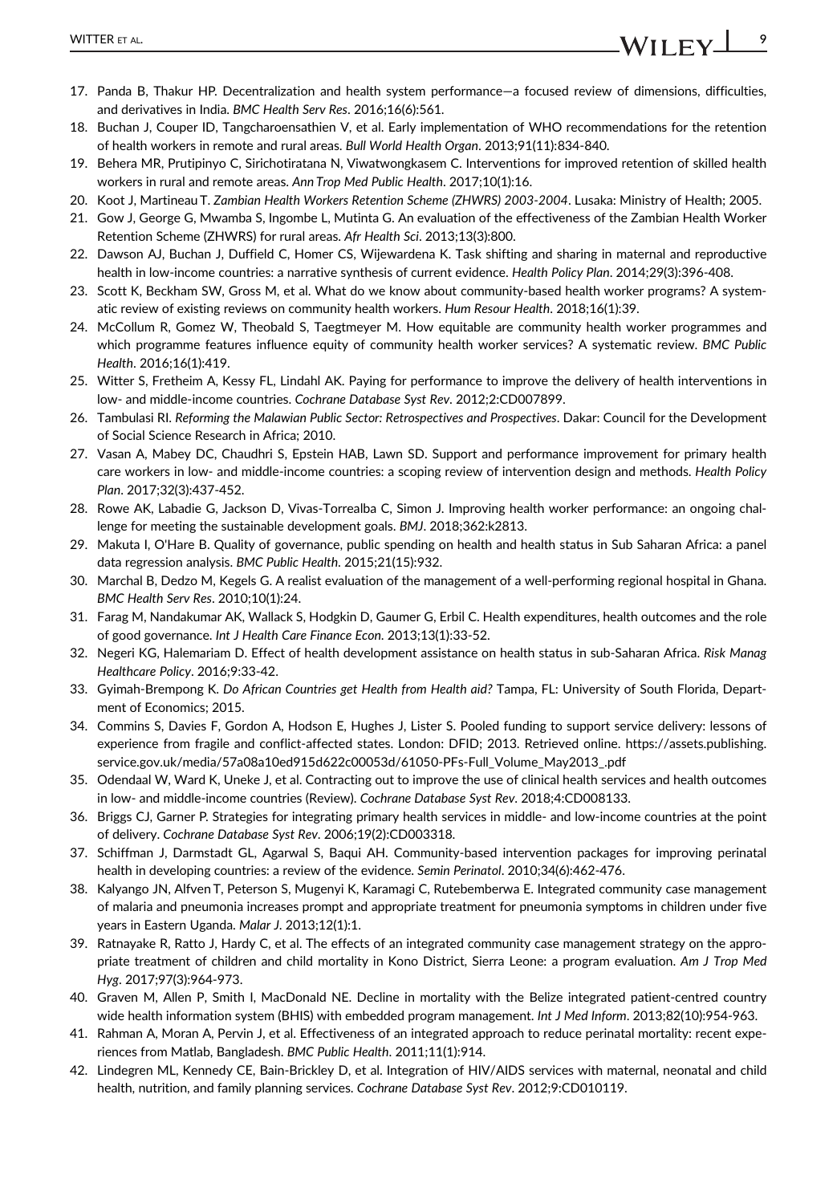17. Panda B, Thakur HP. Decentralization and health system performance—a focused review of dimensions, difficulties, and derivatives in India. *BMC Health Serv Res*. 2016;16(6):561.
18. Buchan J, Couper ID, Tangcharoensathien V, et al. Early implementation of WHO recommendations for the retention of health workers in remote and rural areas. *Bull World Health Organ*. 2013;91(11):834-840.
19. Behera MR, Prutipinyo C, Sirichotiratana N, Viwatwongkasem C. Interventions for improved retention of skilled health workers in rural and remote areas. *Ann Trop Med Public Health*. 2017;10(1):16.
20. Koot J, Martineau T. *Zambian Health Workers Retention Scheme (ZHWRS) 2003-2004*. Lusaka: Ministry of Health; 2005.
21. Gow J, George G, Mwamba S, Ingombe L, Mutinta G. An evaluation of the effectiveness of the Zambian Health Worker Retention Scheme (ZHWRS) for rural areas. *Afr Health Sci*. 2013;13(3):800.
22. Dawson AJ, Buchan J, Duffield C, Homer CS, Wijewardena K. Task shifting and sharing in maternal and reproductive health in low-income countries: a narrative synthesis of current evidence. *Health Policy Plan*. 2014;29(3):396-408.
23. Scott K, Beckham SW, Gross M, et al. What do we know about community-based health worker programs? A systematic review of existing reviews on community health workers. *Hum Resour Health*. 2018;16(1):39.
24. McCollum R, Gomez W, Theobald S, Taegtmeyer M. How equitable are community health worker programmes and which programme features influence equity of community health worker services? A systematic review. *BMC Public Health*. 2016;16(1):419.
25. Witter S, Fretheim A, Kessy FL, Lindahl AK. Paying for performance to improve the delivery of health interventions in low- and middle-income countries. *Cochrane Database Syst Rev*. 2012;2:CD007899.
26. Tambulasi RI. *Reforming the Malawian Public Sector: Retrospectives and Prospectives*. Dakar: Council for the Development of Social Science Research in Africa; 2010.
27. Vasan A, Mabey DC, Chaudhri S, Epstein HAB, Lawn SD. Support and performance improvement for primary health care workers in low- and middle-income countries: a scoping review of intervention design and methods. *Health Policy Plan*. 2017;32(3):437-452.
28. Rowe AK, Labadie G, Jackson D, Vivas-Torrealba C, Simon J. Improving health worker performance: an ongoing challenge for meeting the sustainable development goals. *BMJ*. 2018;362:k2813.
29. Makuta I, O'Hare B. Quality of governance, public spending on health and health status in Sub Saharan Africa: a panel data regression analysis. *BMC Public Health*. 2015;21(15):932.
30. Marchal B, Dedzo M, Kegels G. A realist evaluation of the management of a well-performing regional hospital in Ghana. *BMC Health Serv Res*. 2010;10(1):24.
31. Farag M, Nandakumar AK, Wallack S, Hodgkin D, Gaumer G, Erbil C. Health expenditures, health outcomes and the role of good governance. *Int J Health Care Finance Econ*. 2013;13(1):33-52.
32. Negeri KG, Halemariam D. Effect of health development assistance on health status in sub-Saharan Africa. *Risk Manag Healthcare Policy*. 2016;9:33-42.
33. Gyimah-Brempong K. *Do African Countries get Health from Health aid?* Tampa, FL: University of South Florida, Department of Economics; 2015.
34. Commins S, Davies F, Gordon A, Hodson E, Hughes J, Lister S. Pooled funding to support service delivery: lessons of experience from fragile and conflict-affected states. London: DFID; 2013. Retrieved online. https://assets.publishing.service.gov.uk/media/57a08a10ed915d622c00053d/61050-PFs-Full_Volume_May2013_.pdf
35. Odendaal W, Ward K, Uneke J, et al. Contracting out to improve the use of clinical health services and health outcomes in low- and middle-income countries (Review). *Cochrane Database Syst Rev*. 2018;4:CD008133.
36. Briggs CJ, Garner P. Strategies for integrating primary health services in middle- and low-income countries at the point of delivery. *Cochrane Database Syst Rev*. 2006;19(2):CD003318.
37. Schiffman J, Darmstadt GL, Agarwal S, Baqui AH. Community-based intervention packages for improving perinatal health in developing countries: a review of the evidence. *Semin Perinatol*. 2010;34(6):462-476.
38. Kalyango JN, Alfven T, Peterson S, Mugenyi K, Karamagi C, Rutebemberwa E. Integrated community case management of malaria and pneumonia increases prompt and appropriate treatment for pneumonia symptoms in children under five years in Eastern Uganda. *Malar J*. 2013;12(1):1.
39. Ratnayake R, Ratto J, Hardy C, et al. The effects of an integrated community case management strategy on the appropriate treatment of children and child mortality in Kono District, Sierra Leone: a program evaluation. *Am J Trop Med Hyg*. 2017;97(3):964-973.
40. Graven M, Allen P, Smith I, MacDonald NE. Decline in mortality with the Belize integrated patient-centred country wide health information system (BHIS) with embedded program management. *Int J Med Inform*. 2013;82(10):954-963.
41. Rahman A, Moran A, Pervin J, et al. Effectiveness of an integrated approach to reduce perinatal mortality: recent experiences from Matlab, Bangladesh. *BMC Public Health*. 2011;11(1):914.
42. Lindegren ML, Kennedy CE, Bain-Brickley D, et al. Integration of HIV/AIDS services with maternal, neonatal and child health, nutrition, and family planning services. *Cochrane Database Syst Rev*. 2012;9:CD010119.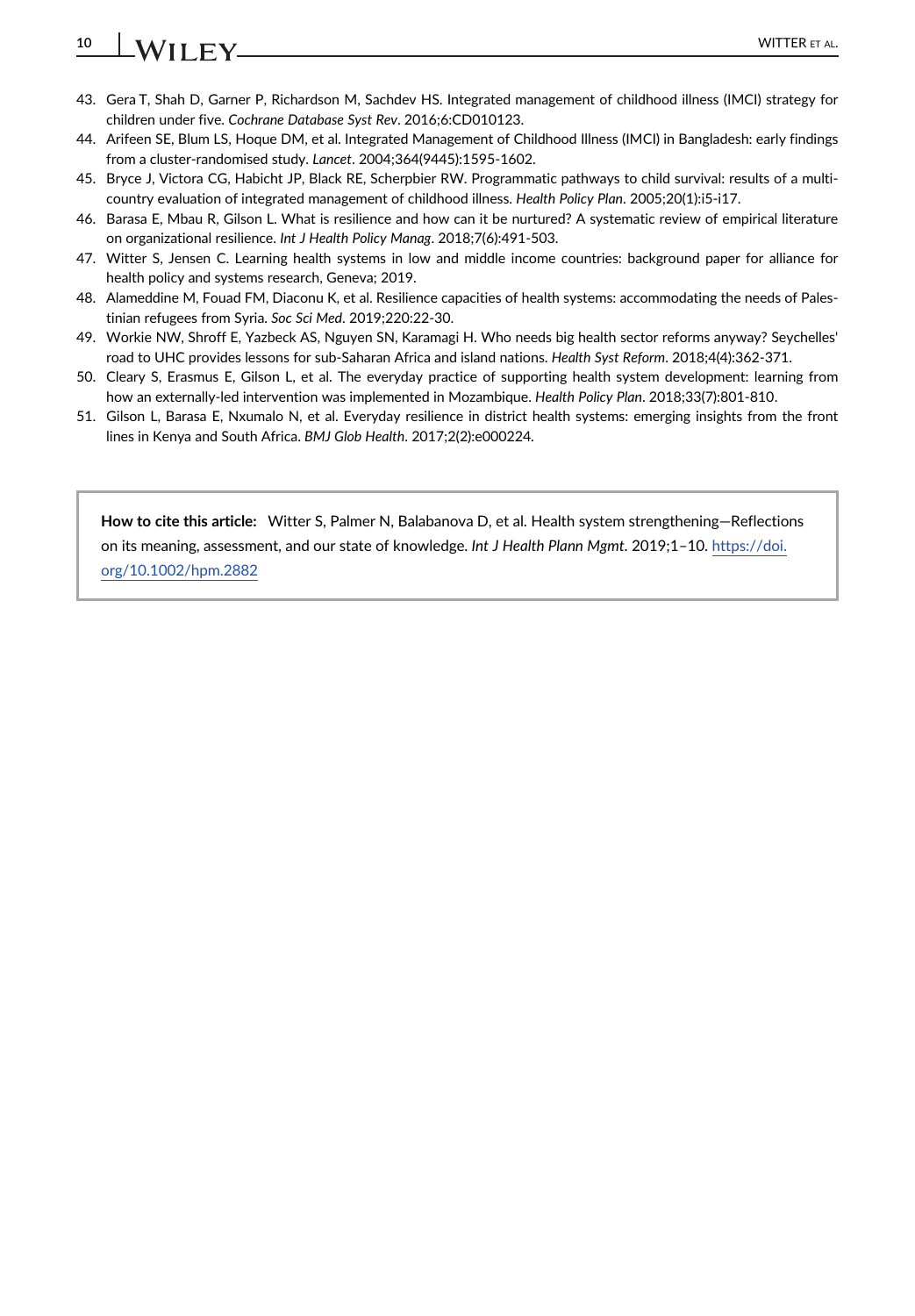43. Gera T, Shah D, Garner P, Richardson M, Sachdev HS. Integrated management of childhood illness (IMCI) strategy for children under five. *Cochrane Database Syst Rev*. 2016;6:CD010123.
44. Arifeen SE, Blum LS, Hoque DM, et al. Integrated Management of Childhood Illness (IMCI) in Bangladesh: early findings from a cluster-randomised study. *Lancet*. 2004;364(9445):1595-1602.
45. Bryce J, Victora CG, Habicht JP, Black RE, Scherpbier RW. Programmatic pathways to child survival: results of a multi-country evaluation of integrated management of childhood illness. *Health Policy Plan*. 2005;20(1):i5-i17.
46. Barasa E, Mbau R, Gilson L. What is resilience and how can it be nurtured? A systematic review of empirical literature on organizational resilience. *Int J Health Policy Manag*. 2018;7(6):491-503.
47. Witter S, Jensen C. Learning health systems in low and middle income countries: background paper for alliance for health policy and systems research, Geneva; 2019.
48. Alameddine M, Fouad FM, Diaconu K, et al. Resilience capacities of health systems: accommodating the needs of Palestinian refugees from Syria. *Soc Sci Med*. 2019;220:22-30.
49. Workie NW, Shroff E, Yazbeck AS, Nguyen SN, Karamagi H. Who needs big health sector reforms anyway? Seychelles' road to UHC provides lessons for sub-Saharan Africa and island nations. *Health Syst Reform*. 2018;4(4):362-371.
50. Cleary S, Erasmus E, Gilson L, et al. The everyday practice of supporting health system development: learning from how an externally-led intervention was implemented in Mozambique. *Health Policy Plan*. 2018;33(7):801-810.
51. Gilson L, Barasa E, Nxumalo N, et al. Everyday resilience in district health systems: emerging insights from the front lines in Kenya and South Africa. *BMJ Glob Health*. 2017;2(2):e000224.

**How to cite this article:** Witter S, Palmer N, Balabanova D, et al. Health system strengthening—Reflections on its meaning, assessment, and our state of knowledge. *Int J Health Plann Mgmt*. 2019;1–10. https://doi.org/10.1002/hpm.2882